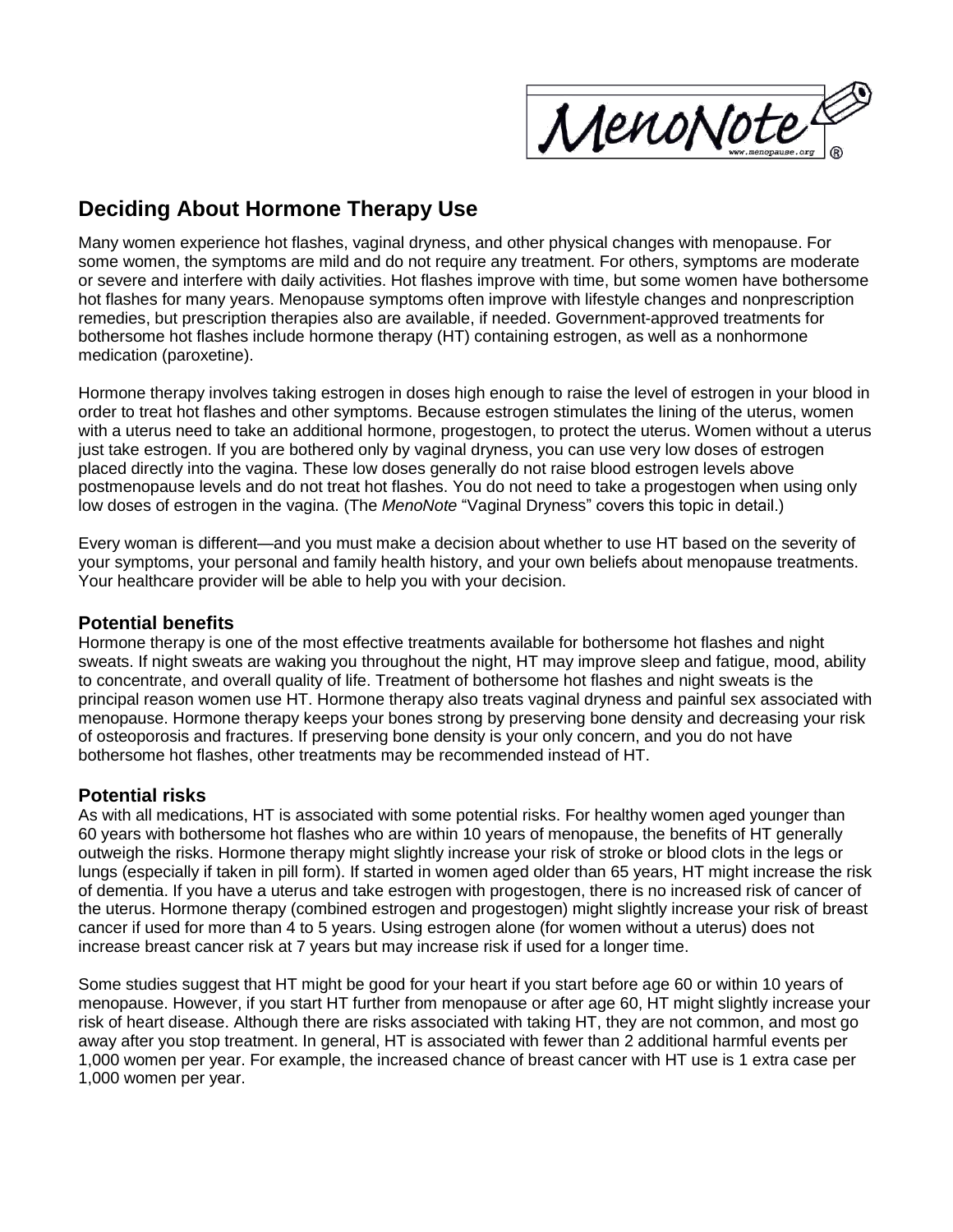MenoNote
www.menopause.org ®

## Deciding About Hormone Therapy Use

Many women experience hot flashes, vaginal dryness, and other physical changes with menopause. For some women, the symptoms are mild and do not require any treatment. For others, symptoms are moderate or severe and interfere with daily activities. Hot flashes improve with time, but some women have bothersome hot flashes for many years. Menopause symptoms often improve with lifestyle changes and nonprescription remedies, but prescription therapies also are available, if needed. Government-approved treatments for bothersome hot flashes include hormone therapy (HT) containing estrogen, as well as a nonhormone medication (paroxetine).

Hormone therapy involves taking estrogen in doses high enough to raise the level of estrogen in your blood in order to treat hot flashes and other symptoms. Because estrogen stimulates the lining of the uterus, women with a uterus need to take an additional hormone, progestogen, to protect the uterus. Women without a uterus just take estrogen. If you are bothered only by vaginal dryness, you can use very low doses of estrogen placed directly into the vagina. These low doses generally do not raise blood estrogen levels above postmenopause levels and do not treat hot flashes. You do not need to take a progestogen when using only low doses of estrogen in the vagina. (The *MenoNote* "Vaginal Dryness" covers this topic in detail.)

Every woman is different—and you must make a decision about whether to use HT based on the severity of your symptoms, your personal and family health history, and your own beliefs about menopause treatments. Your healthcare provider will be able to help you with your decision.

### Potential benefits

Hormone therapy is one of the most effective treatments available for bothersome hot flashes and night sweats. If night sweats are waking you throughout the night, HT may improve sleep and fatigue, mood, ability to concentrate, and overall quality of life. Treatment of bothersome hot flashes and night sweats is the principal reason women use HT. Hormone therapy also treats vaginal dryness and painful sex associated with menopause. Hormone therapy keeps your bones strong by preserving bone density and decreasing your risk of osteoporosis and fractures. If preserving bone density is your only concern, and you do not have bothersome hot flashes, other treatments may be recommended instead of HT.

### Potential risks

As with all medications, HT is associated with some potential risks. For healthy women aged younger than 60 years with bothersome hot flashes who are within 10 years of menopause, the benefits of HT generally outweigh the risks. Hormone therapy might slightly increase your risk of stroke or blood clots in the legs or lungs (especially if taken in pill form). If started in women aged older than 65 years, HT might increase the risk of dementia. If you have a uterus and take estrogen with progestogen, there is no increased risk of cancer of the uterus. Hormone therapy (combined estrogen and progestogen) might slightly increase your risk of breast cancer if used for more than 4 to 5 years. Using estrogen alone (for women without a uterus) does not increase breast cancer risk at 7 years but may increase risk if used for a longer time.

Some studies suggest that HT might be good for your heart if you start before age 60 or within 10 years of menopause. However, if you start HT further from menopause or after age 60, HT might slightly increase your risk of heart disease. Although there are risks associated with taking HT, they are not common, and most go away after you stop treatment. In general, HT is associated with fewer than 2 additional harmful events per 1,000 women per year. For example, the increased chance of breast cancer with HT use is 1 extra case per 1,000 women per year.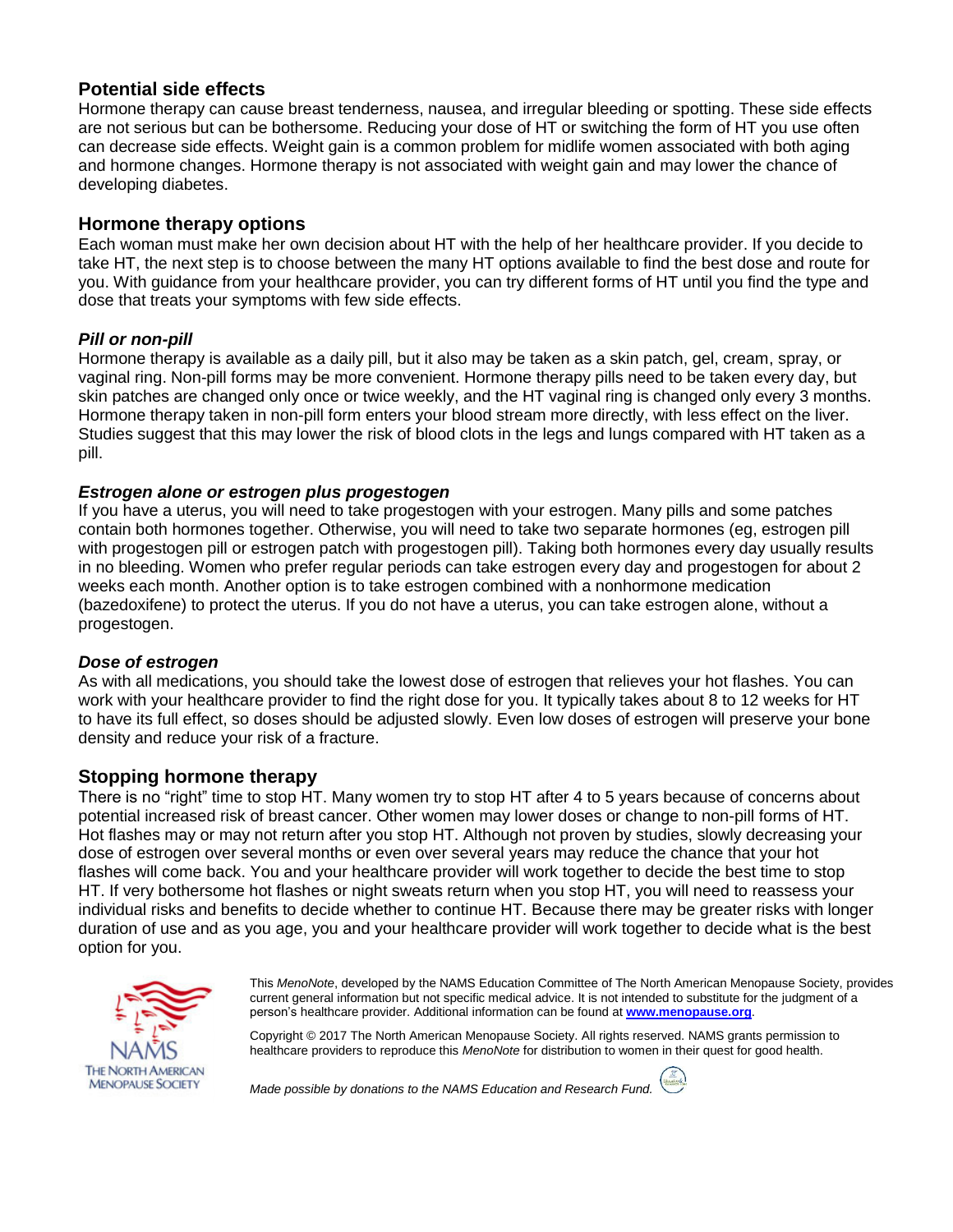## Potential side effects

Hormone therapy can cause breast tenderness, nausea, and irregular bleeding or spotting. These side effects are not serious but can be bothersome. Reducing your dose of HT or switching the form of HT you use often can decrease side effects. Weight gain is a common problem for midlife women associated with both aging and hormone changes. Hormone therapy is not associated with weight gain and may lower the chance of developing diabetes.

## Hormone therapy options

Each woman must make her own decision about HT with the help of her healthcare provider. If you decide to take HT, the next step is to choose between the many HT options available to find the best dose and route for you. With guidance from your healthcare provider, you can try different forms of HT until you find the type and dose that treats your symptoms with few side effects.

### *Pill or non-pill*

Hormone therapy is available as a daily pill, but it also may be taken as a skin patch, gel, cream, spray, or vaginal ring. Non-pill forms may be more convenient. Hormone therapy pills need to be taken every day, but skin patches are changed only once or twice weekly, and the HT vaginal ring is changed only every 3 months. Hormone therapy taken in non-pill form enters your blood stream more directly, with less effect on the liver. Studies suggest that this may lower the risk of blood clots in the legs and lungs compared with HT taken as a pill.

### *Estrogen alone or estrogen plus progestogen*

If you have a uterus, you will need to take progestogen with your estrogen. Many pills and some patches contain both hormones together. Otherwise, you will need to take two separate hormones (eg, estrogen pill with progestogen pill or estrogen patch with progestogen pill). Taking both hormones every day usually results in no bleeding. Women who prefer regular periods can take estrogen every day and progestogen for about 2 weeks each month. Another option is to take estrogen combined with a nonhormone medication (bazedoxifene) to protect the uterus. If you do not have a uterus, you can take estrogen alone, without a progestogen.

### *Dose of estrogen*

As with all medications, you should take the lowest dose of estrogen that relieves your hot flashes. You can work with your healthcare provider to find the right dose for you. It typically takes about 8 to 12 weeks for HT to have its full effect, so doses should be adjusted slowly. Even low doses of estrogen will preserve your bone density and reduce your risk of a fracture.

## Stopping hormone therapy

There is no "right" time to stop HT. Many women try to stop HT after 4 to 5 years because of concerns about potential increased risk of breast cancer. Other women may lower doses or change to non-pill forms of HT. Hot flashes may or may not return after you stop HT. Although not proven by studies, slowly decreasing your dose of estrogen over several months or even over several years may reduce the chance that your hot flashes will come back. You and your healthcare provider will work together to decide the best time to stop HT. If very bothersome hot flashes or night sweats return when you stop HT, you will need to reassess your individual risks and benefits to decide whether to continue HT. Because there may be greater risks with longer duration of use and as you age, you and your healthcare provider will work together to decide what is the best option for you.

NAMS
THE NORTH AMERICAN MENOPAUSE SOCIETY

This *MenoNote*, developed by the NAMS Education Committee of The North American Menopause Society, provides current general information but not specific medical advice. It is not intended to substitute for the judgment of a person's healthcare provider. Additional information can be found at **www.menopause.org**.

Copyright © 2017 The North American Menopause Society. All rights reserved. NAMS grants permission to healthcare providers to reproduce this *MenoNote* for distribution to women in their quest for good health.

*Made possible by donations to the NAMS Education and Research Fund.*